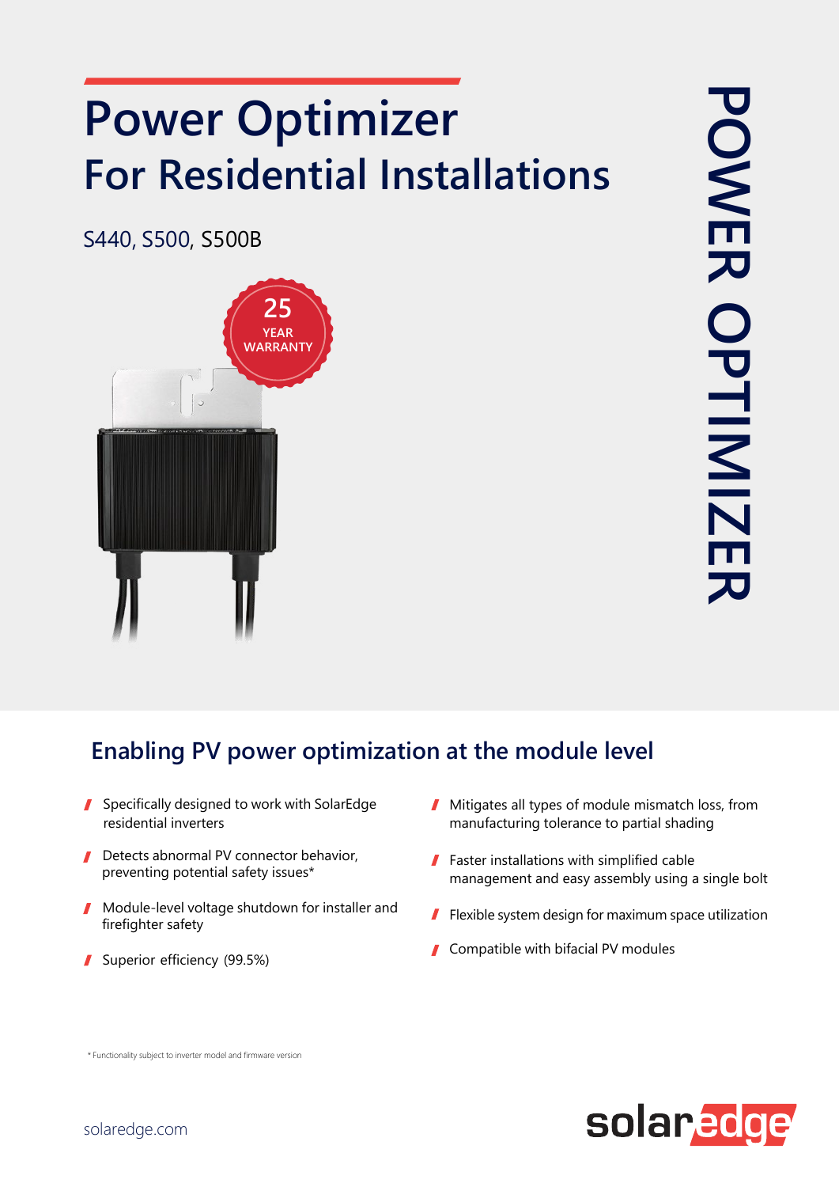# Power Optimizer

## For Residential Installations

S440, S500, S500B

25 YEAR WARRANTY

POWER OPTIMIZER

## Enabling PV power optimization at the module level

- Specifically designed to work with SolarEdge residential inverters
- Detects abnormal PV connector behavior, preventing potential safety issues*
- Module-level voltage shutdown for installer and firefighter safety
- Superior efficiency (99.5%)
- Mitigates all types of module mismatch loss, from manufacturing tolerance to partial shading
- Faster installations with simplified cable management and easy assembly using a single bolt
- Flexible system design for maximum space utilization
- Compatible with bifacial PV modules

* Functionality subject to inverter model and firmware version

solaredge.com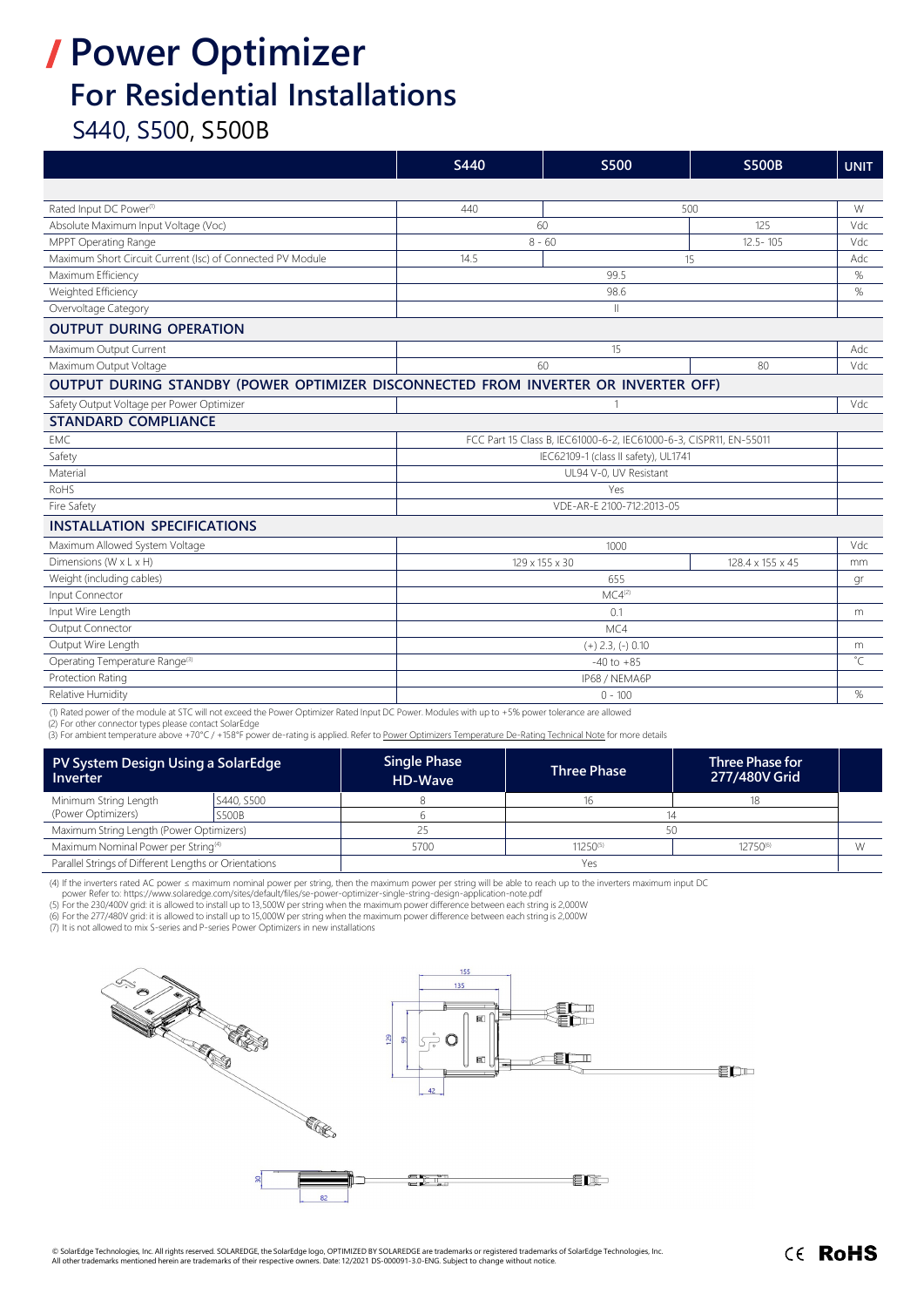# Power Optimizer
## For Residential Installations
### S440, S500, S500B

| | S440 | S500 | S500B | UNIT |
|---|---|---|---|---|
| Rated Input DC Power[1] | 440 | 500 | | W |
| Absolute Maximum Input Voltage (Voc) | 60 | | 125 | Vdc |
| MPPT Operating Range | 8 - 60 | | 12.5- 105 | Vdc |
| Maximum Short Circuit Current (Isc) of Connected PV Module | 14.5 | 15 | | Adc |
| Maximum Efficiency | 99.5 | | | % |
| Weighted Efficiency | 98.6 | | | % |
| Overvoltage Category | II | | | |
| **OUTPUT DURING OPERATION** | | | | |
| Maximum Output Current | 15 | | | Adc |
| Maximum Output Voltage | 60 | | 80 | Vdc |
| **OUTPUT DURING STANDBY (POWER OPTIMIZER DISCONNECTED FROM INVERTER OR INVERTER OFF)** | | | | |
| Safety Output Voltage per Power Optimizer | 1 | | | Vdc |
| **STANDARD COMPLIANCE** | | | | |
| EMC | FCC Part 15 Class B, IEC61000-6-2, IEC61000-6-3, CISPR11, EN-55011 | | | |
| Safety | IEC62109-1 (class II safety), UL1741 | | | |
| Material | UL94 V-0, UV Resistant | | | |
| RoHS | Yes | | | |
| Fire Safety | VDE-AR-E 2100-712:2013-05 | | | |
| **INSTALLATION SPECIFICATIONS** | | | | |
| Maximum Allowed System Voltage | 1000 | | | Vdc |
| Dimensions (W x L x H) | 129 x 155 x 30 | | 128.4 x 155 x 45 | mm |
| Weight (including cables) | 655 | | | gr |
| Input Connector | MC4[2] | | | |
| Input Wire Length | 0.1 | | | m |
| Output Connector | MC4 | | | |
| Output Wire Length | (+) 2.3, (-) 0.10 | | | m |
| Operating Temperature Range[3] | -40 to +85 | | | °C |
| Protection Rating | IP68 / NEMA6P | | | |
| Relative Humidity | 0 - 100 | | | % |

(1) Rated power of the module at STC will not exceed the Power Optimizer Rated Input DC Power. Modules with up to +5% power tolerance are allowed
(2) For other connector types please contact SolarEdge
(3) For ambient temperature above +70°C / +158°F power de-rating is applied. Refer to Power Optimizers Temperature De-Rating Technical Note for more details

| PV System Design Using a SolarEdge Inverter | | Single Phase HD-Wave | Three Phase | Three Phase for 277/480V Grid | |
|---|---|---|---|---|---|
| Minimum String Length (Power Optimizers) | S440, S500 | 8 | 16 | 18 | |
| | S500B | 6 | 14 | | |
| Maximum String Length (Power Optimizers) | | 25 | 50 | | |
| Maximum Nominal Power per String[4] | | 5700 | 11250[5] | 12750[6] | W |
| Parallel Strings of Different Lengths or Orientations | | Yes | | | |

(4) If the inverters rated AC power ≤ maximum nominal power per string, then the maximum power per string will be able to reach up to the inverters maximum input DC power Refer to: https://www.solaredge.com/sites/default/files/se-power-optimizer-single-string-design-application-note.pdf
(5) For the 230/400V grid: it is allowed to install up to 13,500W per string when the maximum power difference between each string is 2,000W
(6) For the 277/480V grid: it is allowed to install up to 15,000W per string when the maximum power difference between each string is 2,000W
(7) It is not allowed to mix S-series and P-series Power Optimizers in new installations

155
135
129
99
42
30
82

© SolarEdge Technologies, Inc. All rights reserved. SOLAREDGE, the SolarEdge logo, OPTIMIZED BY SOLAREDGE are trademarks or registered trademarks of SolarEdge Technologies, Inc. All other trademarks mentioned herein are trademarks of their respective owners. Date: 12/2021 DS-000091-3.0-ENG. Subject to change without notice.

CE RoHS